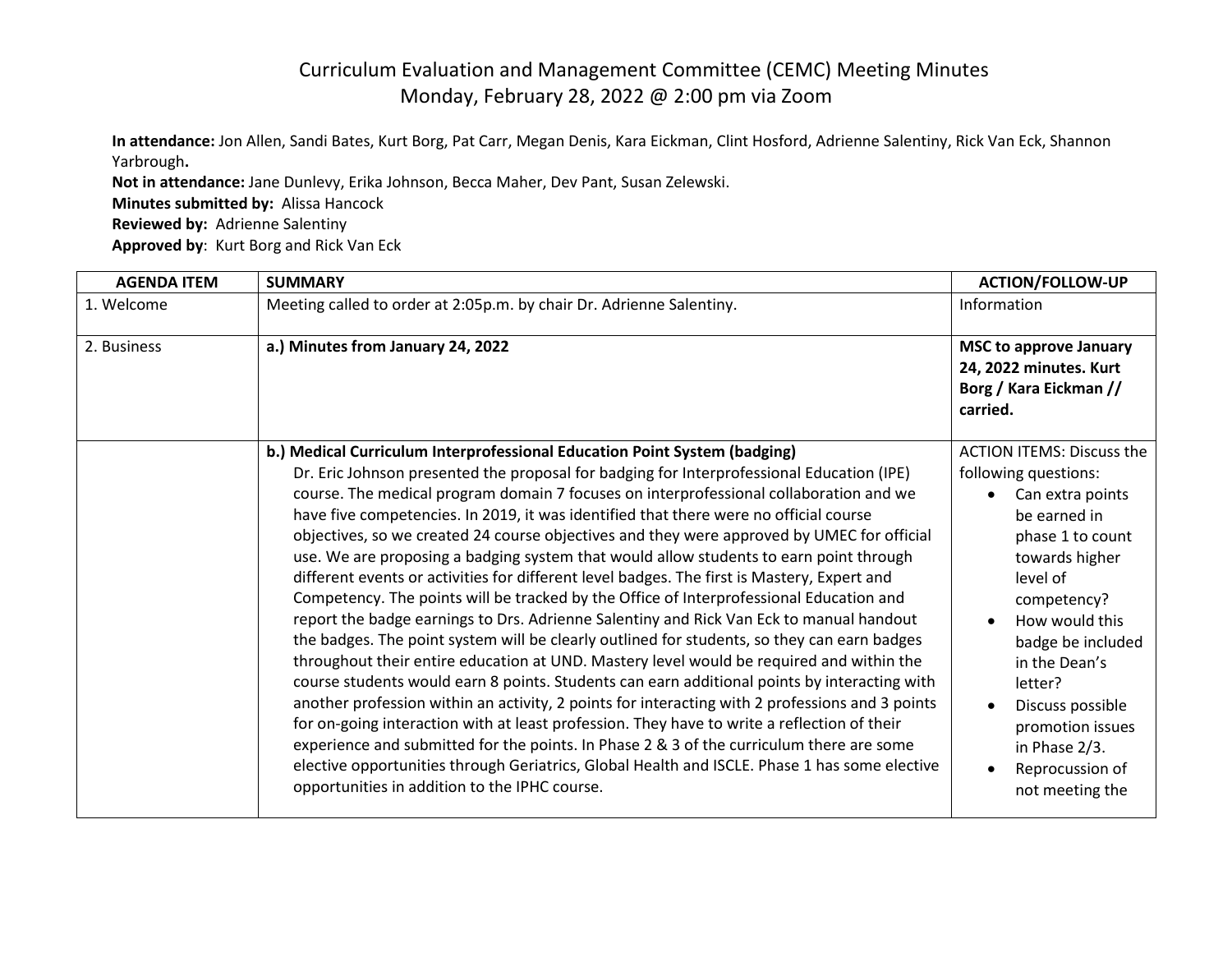# Curriculum Evaluation and Management Committee (CEMC) Meeting Minutes
## Monday, February 28, 2022 @ 2:00 pm via Zoom

**In attendance:** Jon Allen, Sandi Bates, Kurt Borg, Pat Carr, Megan Denis, Kara Eickman, Clint Hosford, Adrienne Salentiny, Rick Van Eck, Shannon Yarbrough**.**
**Not in attendance:** Jane Dunlevy, Erika Johnson, Becca Maher, Dev Pant, Susan Zelewski.
**Minutes submitted by:** Alissa Hancock
**Reviewed by:** Adrienne Salentiny
**Approved by**: Kurt Borg and Rick Van Eck

| AGENDA ITEM | SUMMARY | ACTION/FOLLOW-UP |
|---|---|---|
| 1. Welcome | Meeting called to order at 2:05p.m. by chair Dr. Adrienne Salentiny. | Information |
| 2. Business | **a.) Minutes from January 24, 2022** | **MSC to approve January 24, 2022 minutes. Kurt Borg / Kara Eickman // carried.** |
| | **b.) Medical Curriculum Interprofessional Education Point System (badging)**<br>Dr. Eric Johnson presented the proposal for badging for Interprofessional Education (IPE) course. The medical program domain 7 focuses on interprofessional collaboration and we have five competencies. In 2019, it was identified that there were no official course objectives, so we created 24 course objectives and they were approved by UMEC for official use. We are proposing a badging system that would allow students to earn point through different events or activities for different level badges. The first is Mastery, Expert and Competency. The points will be tracked by the Office of Interprofessional Education and report the badge earnings to Drs. Adrienne Salentiny and Rick Van Eck to manual handout the badges. The point system will be clearly outlined for students, so they can earn badges throughout their entire education at UND. Mastery level would be required and within the course students would earn 8 points. Students can earn additional points by interacting with another profession within an activity, 2 points for interacting with 2 professions and 3 points for on-going interaction with at least profession. They have to write a reflection of their experience and submitted for the points. In Phase 2 & 3 of the curriculum there are some elective opportunities through Geriatrics, Global Health and ISCLE. Phase 1 has some elective opportunities in addition to the IPHC course. | ACTION ITEMS: Discuss the following questions:<br>• Can extra points be earned in phase 1 to count towards higher level of competency?<br>• How would this badge be included in the Dean's letter?<br>• Discuss possible promotion issues in Phase 2/3.<br>• Reprocussion of not meeting the |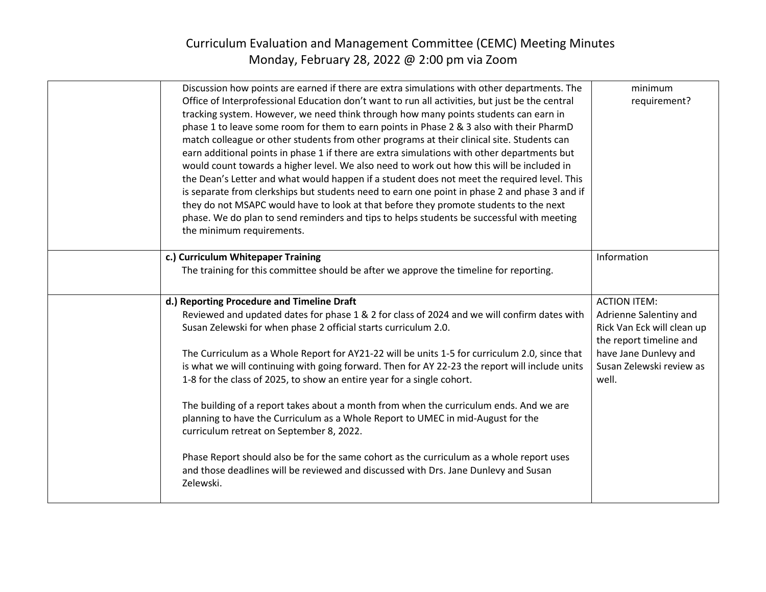# Curriculum Evaluation and Management Committee (CEMC) Meeting Minutes
## Monday, February 28, 2022 @ 2:00 pm via Zoom

| | | |
|---|---|---|
| | Discussion how points are earned if there are extra simulations with other departments. The Office of Interprofessional Education don't want to run all activities, but just be the central tracking system. However, we need think through how many points students can earn in phase 1 to leave some room for them to earn points in Phase 2 & 3 also with their PharmD match colleague or other students from other programs at their clinical site. Students can earn additional points in phase 1 if there are extra simulations with other departments but would count towards a higher level. We also need to work out how this will be included in the Dean's Letter and what would happen if a student does not meet the required level. This is separate from clerkships but students need to earn one point in phase 2 and phase 3 and if they do not MSAPC would have to look at that before they promote students to the next phase. We do plan to send reminders and tips to helps students be successful with meeting the minimum requirements. | minimum requirement? |
| | **c.) Curriculum Whitepaper Training**<br>The training for this committee should be after we approve the timeline for reporting. | Information |
| | **d.) Reporting Procedure and Timeline Draft**<br>Reviewed and updated dates for phase 1 & 2 for class of 2024 and we will confirm dates with Susan Zelewski for when phase 2 official starts curriculum 2.0.<br><br>The Curriculum as a Whole Report for AY21-22 will be units 1-5 for curriculum 2.0, since that is what we will continuing with going forward. Then for AY 22-23 the report will include units 1-8 for the class of 2025, to show an entire year for a single cohort.<br><br>The building of a report takes about a month from when the curriculum ends. And we are planning to have the Curriculum as a Whole Report to UMEC in mid-August for the curriculum retreat on September 8, 2022.<br><br>Phase Report should also be for the same cohort as the curriculum as a whole report uses and those deadlines will be reviewed and discussed with Drs. Jane Dunlevy and Susan Zelewski. | ACTION ITEM:<br>Adrienne Salentiny and Rick Van Eck will clean up the report timeline and have Jane Dunlevy and Susan Zelewski review as well. |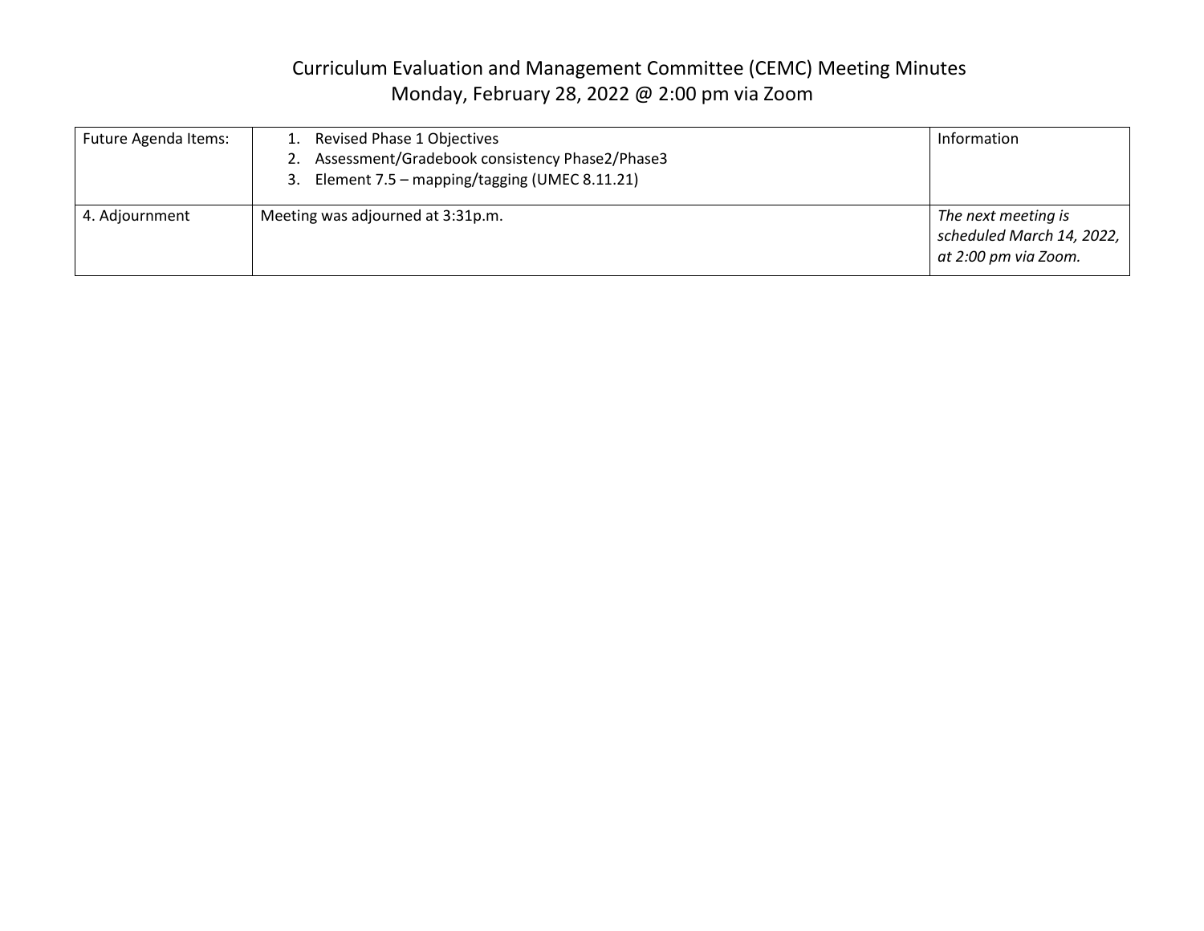# Curriculum Evaluation and Management Committee (CEMC) Meeting Minutes
## Monday, February 28, 2022 @ 2:00 pm via Zoom

| | | |
|---|---|---|
| Future Agenda Items: | 1. Revised Phase 1 Objectives<br>2. Assessment/Gradebook consistency Phase2/Phase3<br>3. Element 7.5 – mapping/tagging (UMEC 8.11.21) | Information |
| 4. Adjournment | Meeting was adjourned at 3:31p.m. | *The next meeting is scheduled March 14, 2022, at 2:00 pm via Zoom.* |